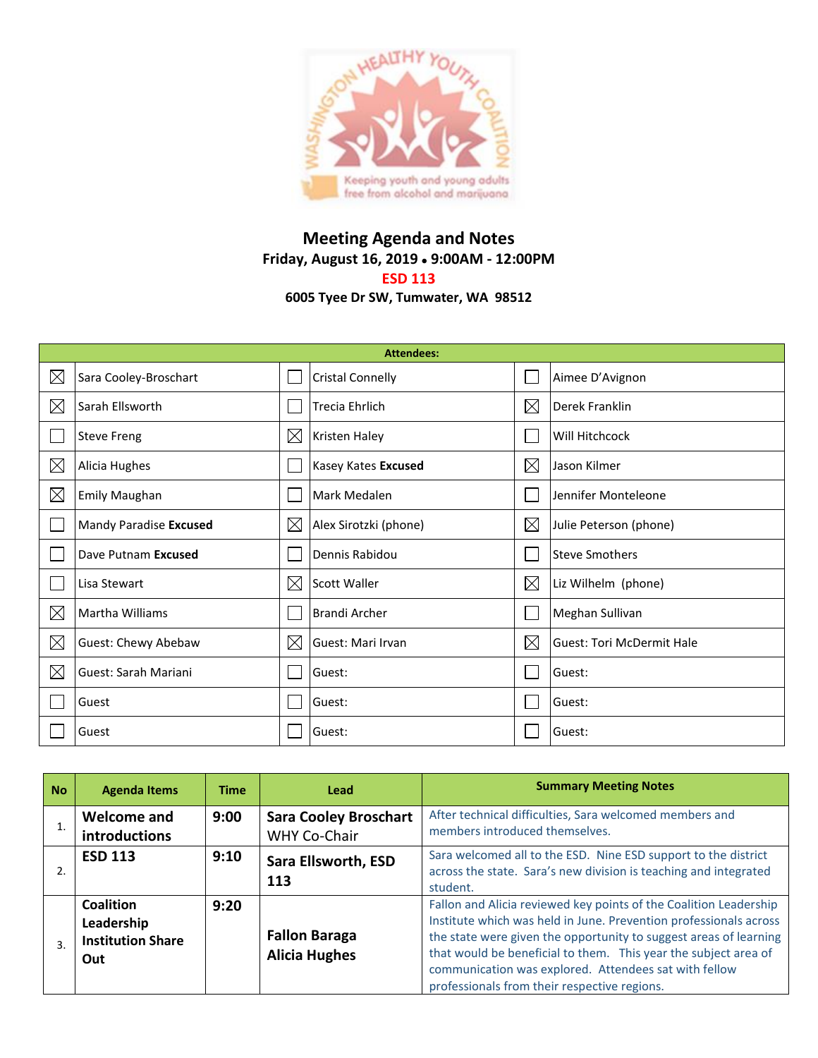# Meeting Agenda and Notes

**Friday, August 16, 2019 • 9:00AM - 12:00PM**

**ESD 113**

**6005 Tyee Dr SW, Tumwater, WA 98512**

| Attendees: | | | | | |
|---|---|---|---|---|---|
| ☒ | Sara Cooley-Broschart | ☐ | Cristal Connelly | ☐ | Aimee D'Avignon |
| ☒ | Sarah Ellsworth | ☐ | Trecia Ehrlich | ☒ | Derek Franklin |
| ☐ | Steve Freng | ☒ | Kristen Haley | ☐ | Will Hitchcock |
| ☒ | Alicia Hughes | ☐ | Kasey Kates **Excused** | ☒ | Jason Kilmer |
| ☒ | Emily Maughan | ☐ | Mark Medalen | ☐ | Jennifer Monteleone |
| ☐ | Mandy Paradise **Excused** | ☒ | Alex Sirotzki (phone) | ☒ | Julie Peterson (phone) |
| ☐ | Dave Putnam **Excused** | ☐ | Dennis Rabidou | ☐ | Steve Smothers |
| ☐ | Lisa Stewart | ☒ | Scott Waller | ☒ | Liz Wilhelm (phone) |
| ☒ | Martha Williams | ☐ | Brandi Archer | ☐ | Meghan Sullivan |
| ☒ | Guest: Chewy Abebaw | ☒ | Guest: Mari Irvan | ☒ | Guest: Tori McDermit Hale |
| ☒ | Guest: Sarah Mariani | ☐ | Guest: | ☐ | Guest: |
| ☐ | Guest | ☐ | Guest: | ☐ | Guest: |
| ☐ | Guest | ☐ | Guest: | ☐ | Guest: |

| No | Agenda Items | Time | Lead | Summary Meeting Notes |
|---|---|---|---|---|
| 1. | **Welcome and introductions** | **9:00** | **Sara Cooley Broschart** WHY Co-Chair | After technical difficulties, Sara welcomed members and members introduced themselves. |
| 2. | **ESD 113** | **9:10** | **Sara Ellsworth, ESD 113** | Sara welcomed all to the ESD. Nine ESD support to the district across the state. Sara's new division is teaching and integrated student. |
| 3. | **Coalition Leadership Institution Share Out** | **9:20** | **Fallon Baraga Alicia Hughes** | Fallon and Alicia reviewed key points of the Coalition Leadership Institute which was held in June. Prevention professionals across the state were given the opportunity to suggest areas of learning that would be beneficial to them. This year the subject area of communication was explored. Attendees sat with fellow professionals from their respective regions. |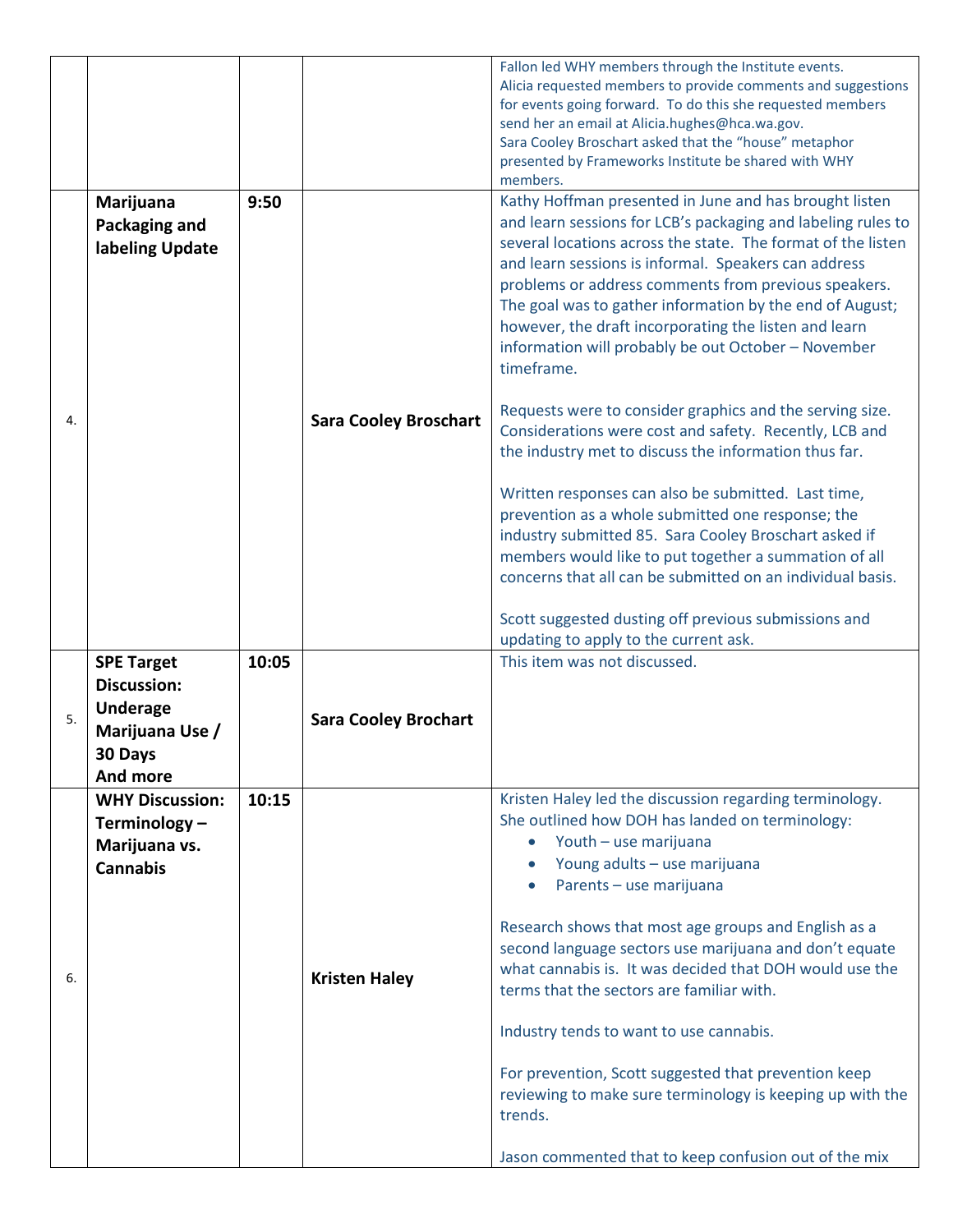| | | | | |
|---|---|---|---|---|
| | | | | Fallon led WHY members through the Institute events.<br>Alicia requested members to provide comments and suggestions for events going forward. To do this she requested members send her an email at Alicia.hughes@hca.wa.gov.<br>Sara Cooley Broschart asked that the "house" metaphor presented by Frameworks Institute be shared with WHY members. |
| 4. | **Marijuana Packaging and labeling Update** | **9:50** | **Sara Cooley Broschart** | Kathy Hoffman presented in June and has brought listen and learn sessions for LCB's packaging and labeling rules to several locations across the state. The format of the listen and learn sessions is informal. Speakers can address problems or address comments from previous speakers. The goal was to gather information by the end of August; however, the draft incorporating the listen and learn information will probably be out October – November timeframe.<br><br>Requests were to consider graphics and the serving size. Considerations were cost and safety. Recently, LCB and the industry met to discuss the information thus far.<br><br>Written responses can also be submitted. Last time, prevention as a whole submitted one response; the industry submitted 85. Sara Cooley Broschart asked if members would like to put together a summation of all concerns that all can be submitted on an individual basis.<br><br>Scott suggested dusting off previous submissions and updating to apply to the current ask. |
| 5. | **SPE Target Discussion: Underage Marijuana Use / 30 Days And more** | **10:05** | **Sara Cooley Brochart** | This item was not discussed. |
| 6. | **WHY Discussion: Terminology – Marijuana vs. Cannabis** | **10:15** | **Kristen Haley** | Kristen Haley led the discussion regarding terminology. She outlined how DOH has landed on terminology:<br>• Youth – use marijuana<br>• Young adults – use marijuana<br>• Parents – use marijuana<br><br>Research shows that most age groups and English as a second language sectors use marijuana and don't equate what cannabis is. It was decided that DOH would use the terms that the sectors are familiar with.<br><br>Industry tends to want to use cannabis.<br><br>For prevention, Scott suggested that prevention keep reviewing to make sure terminology is keeping up with the trends.<br><br>Jason commented that to keep confusion out of the mix |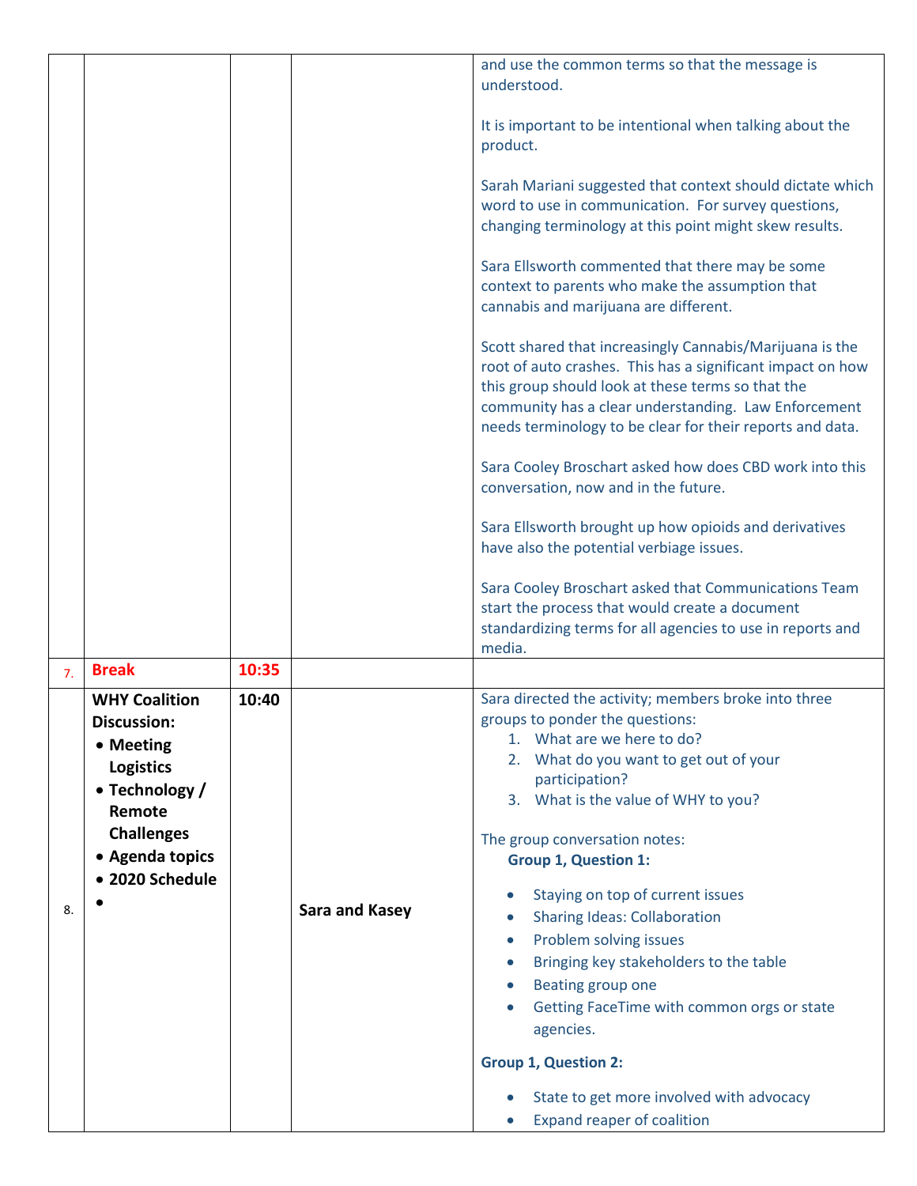| | | | | |
|---|---|---|---|---|
| | | | | and use the common terms so that the message is understood.<br><br>It is important to be intentional when talking about the product.<br><br>Sarah Mariani suggested that context should dictate which word to use in communication. For survey questions, changing terminology at this point might skew results.<br><br>Sara Ellsworth commented that there may be some context to parents who make the assumption that cannabis and marijuana are different.<br><br>Scott shared that increasingly Cannabis/Marijuana is the root of auto crashes. This has a significant impact on how this group should look at these terms so that the community has a clear understanding. Law Enforcement needs terminology to be clear for their reports and data.<br><br>Sara Cooley Broschart asked how does CBD work into this conversation, now and in the future.<br><br>Sara Ellsworth brought up how opioids and derivatives have also the potential verbiage issues.<br><br>Sara Cooley Broschart asked that Communications Team start the process that would create a document standardizing terms for all agencies to use in reports and media. |
| 7. | **Break** | **10:35** | | |
| 8. | **WHY Coalition Discussion:**<br>• **Meeting Logistics**<br>• **Technology / Remote Challenges**<br>• **Agenda topics**<br>• **2020 Schedule**<br>• | **10:40** | **Sara and Kasey** | Sara directed the activity; members broke into three groups to ponder the questions:<br>1. What are we here to do?<br>2. What do you want to get out of your participation?<br>3. What is the value of WHY to you?<br><br>The group conversation notes:<br>**Group 1, Question 1:**<br>• Staying on top of current issues<br>• Sharing Ideas: Collaboration<br>• Problem solving issues<br>• Bringing key stakeholders to the table<br>• Beating group one<br>• Getting FaceTime with common orgs or state agencies.<br><br>**Group 1, Question 2:**<br>• State to get more involved with advocacy<br>• Expand reaper of coalition |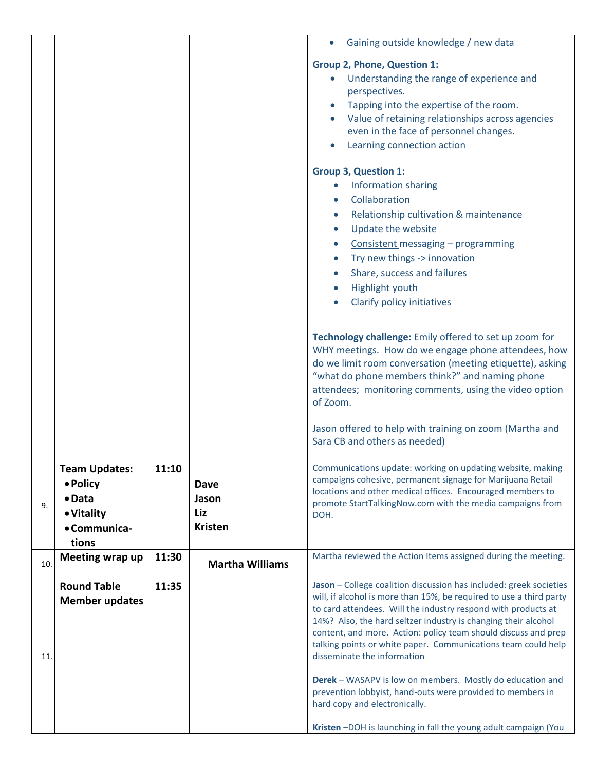| | | | | |
|---|---|---|---|---|
| | | | | • Gaining outside knowledge / new data<br><br>**Group 2, Phone, Question 1:**<br>• Understanding the range of experience and perspectives.<br>• Tapping into the expertise of the room.<br>• Value of retaining relationships across agencies even in the face of personnel changes.<br>• Learning connection action<br><br>**Group 3, Question 1:**<br>• Information sharing<br>• Collaboration<br>• Relationship cultivation & maintenance<br>• Update the website<br>• Consistent messaging – programming<br>• Try new things -> innovation<br>• Share, success and failures<br>• Highlight youth<br>• Clarify policy initiatives<br><br>**Technology challenge:** Emily offered to set up zoom for WHY meetings. How do we engage phone attendees, how do we limit room conversation (meeting etiquette), asking "what do phone members think?" and naming phone attendees; monitoring comments, using the video option of Zoom.<br><br>Jason offered to help with training on zoom (Martha and Sara CB and others as needed) |
| 9. | **Team Updates:**<br>• **Policy**<br>• **Data**<br>• **Vitality**<br>• **Communications** | **11:10** | **Dave**<br>**Jason**<br>**Liz**<br>**Kristen** | Communications update: working on updating website, making campaigns cohesive, permanent signage for Marijuana Retail locations and other medical offices. Encouraged members to promote StartTalkingNow.com with the media campaigns from DOH. |
| 10. | **Meeting wrap up** | **11:30** | **Martha Williams** | Martha reviewed the Action Items assigned during the meeting. |
| 11. | **Round Table Member updates** | **11:35** | | **Jason** – College coalition discussion has included: greek societies will, if alcohol is more than 15%, be required to use a third party to card attendees. Will the industry respond with products at 14%? Also, the hard seltzer industry is changing their alcohol content, and more. Action: policy team should discuss and prep talking points or white paper. Communications team could help disseminate the information<br><br>**Derek** – WASAPV is low on members. Mostly do education and prevention lobbyist, hand-outs were provided to members in hard copy and electronically.<br><br>**Kristen** –DOH is launching in fall the young adult campaign (You |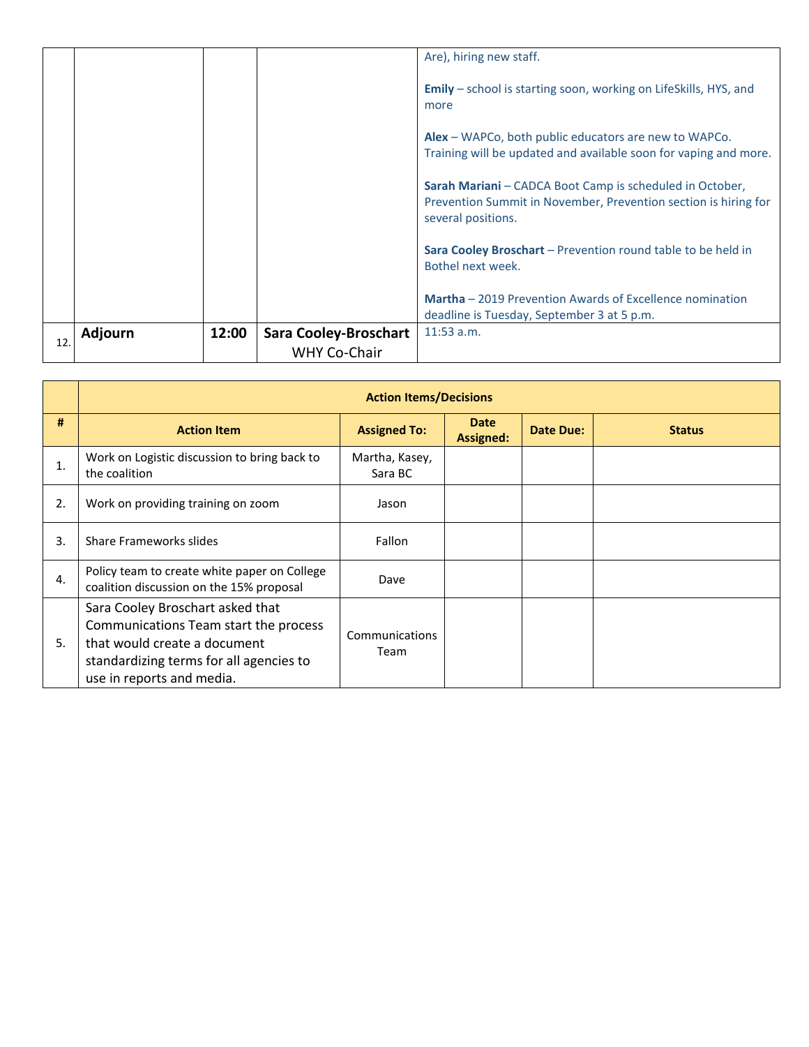| | | | | |
|---|---|---|---|---|
| | | | | Are), hiring new staff.<br><br>**Emily** – school is starting soon, working on LifeSkills, HYS, and more<br><br>**Alex** – WAPCo, both public educators are new to WAPCo. Training will be updated and available soon for vaping and more.<br><br>**Sarah Mariani** – CADCA Boot Camp is scheduled in October, Prevention Summit in November, Prevention section is hiring for several positions.<br><br>**Sara Cooley Broschart** – Prevention round table to be held in Bothel next week.<br><br>**Martha** – 2019 Prevention Awards of Excellence nomination deadline is Tuesday, September 3 at 5 p.m. |
| 12. | **Adjourn** | **12:00** | **Sara Cooley-Broschart** WHY Co-Chair | 11:53 a.m. |

| | **Action Items/Decisions** | | | | |
|---|---|---|---|---|---|
| **#** | **Action Item** | **Assigned To:** | **Date Assigned:** | **Date Due:** | **Status** |
| 1. | Work on Logistic discussion to bring back to the coalition | Martha, Kasey, Sara BC | | | |
| 2. | Work on providing training on zoom | Jason | | | |
| 3. | Share Frameworks slides | Fallon | | | |
| 4. | Policy team to create white paper on College coalition discussion on the 15% proposal | Dave | | | |
| 5. | Sara Cooley Broschart asked that Communications Team start the process that would create a document standardizing terms for all agencies to use in reports and media. | Communications Team | | | |